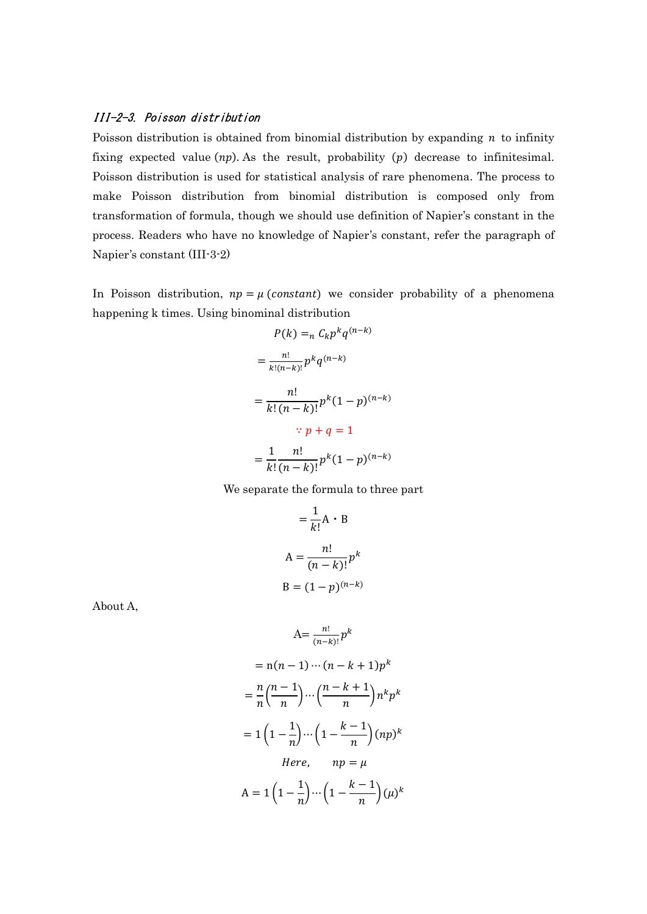### *III-2-3. Poisson distribution*

Poisson distribution is obtained from binomial distribution by expanding $n$ to infinity fixing expected value $(np)$. As the result, probability $(p)$ decrease to infinitesimal. Poisson distribution is used for statistical analysis of rare phenomena. The process to make Poisson distribution from binomial distribution is composed only from transformation of formula, though we should use definition of Napier's constant in the process. Readers who have no knowledge of Napier's constant, refer the paragraph of Napier's constant (III-3-2)

In Poisson distribution, $np = \mu\,(constant)$ we consider probability of a phenomena happening k times. Using binominal distribution

$$P(k) = {}_nC_k p^k q^{(n-k)}$$

$$= \frac{n!}{k!(n-k)!} p^k q^{(n-k)}$$

$$= \frac{n!}{k!(n-k)!} p^k (1-p)^{(n-k)}$$

$$\because p + q = 1$$

$$= \frac{1}{k!} \frac{n!}{(n-k)!} p^k (1-p)^{(n-k)}$$

We separate the formula to three part

$$= \frac{1}{k!} \mathrm{A} \cdot \mathrm{B}$$

$$\mathrm{A} = \frac{n!}{(n-k)!} p^k$$

$$\mathrm{B} = (1-p)^{(n-k)}$$

About A,

$$\mathrm{A} = \frac{n!}{(n-k)!} p^k$$

$$= \mathrm{n}(n-1) \cdots (n-k+1) p^k$$

$$= \frac{n}{n} \left(\frac{n-1}{n}\right) \cdots \left(\frac{n-k+1}{n}\right) n^k p^k$$

$$= 1 \left(1 - \frac{1}{n}\right) \cdots \left(1 - \frac{k-1}{n}\right) (np)^k$$

$$Here, \quad np = \mu$$

$$\mathrm{A} = 1 \left(1 - \frac{1}{n}\right) \cdots \left(1 - \frac{k-1}{n}\right) (\mu)^k$$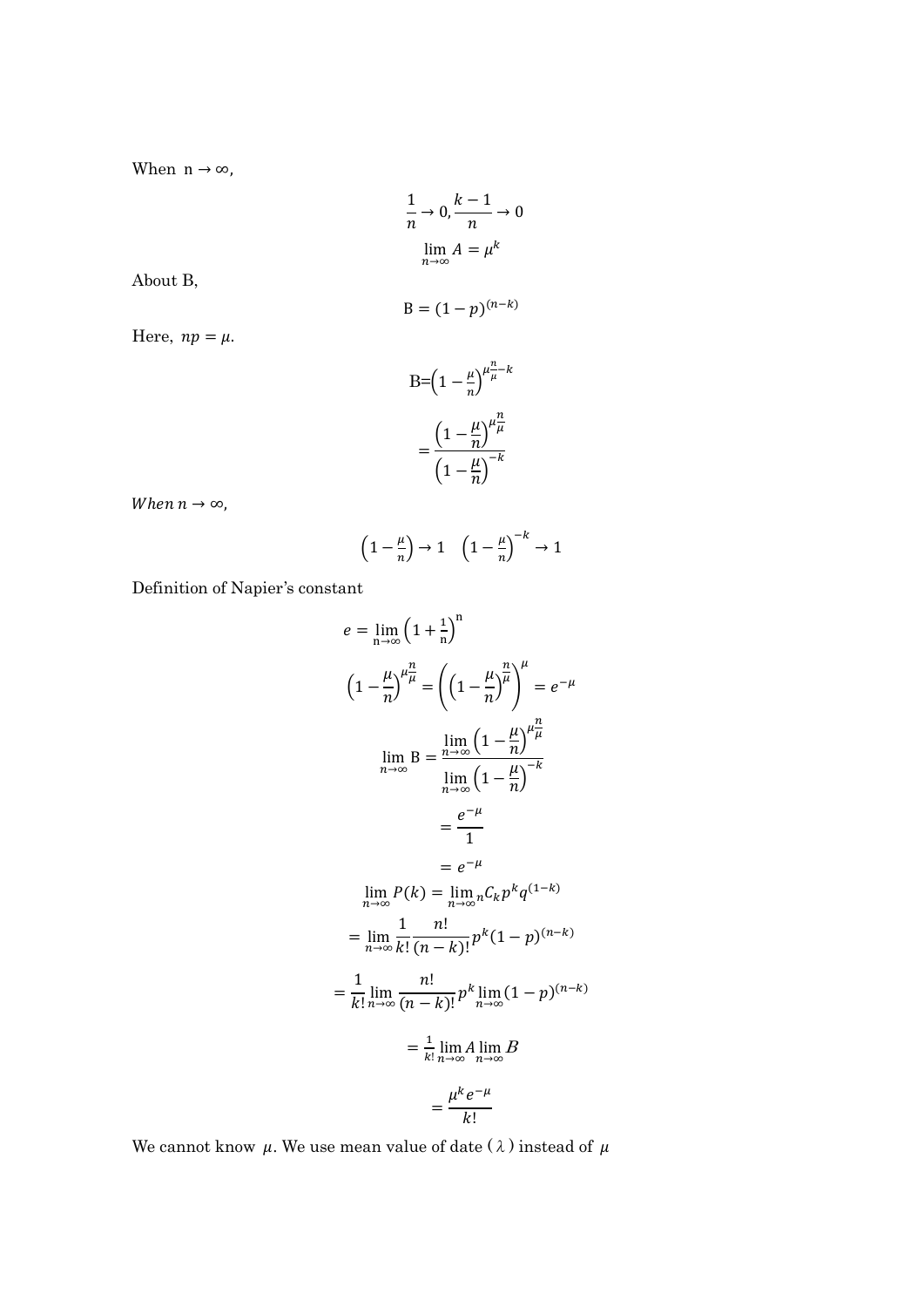When $n \to \infty$,

$$\frac{1}{n} \to 0, \frac{k-1}{n} \to 0$$

$$\lim_{n\to\infty} A = \mu^k$$

About B,

$$\mathrm{B} = (1-p)^{(n-k)}$$

Here, $np = \mu$.

$$\mathrm{B} = \left(1 - \frac{\mu}{n}\right)^{\mu\frac{n}{\mu} - k}$$

$$= \frac{\left(1 - \frac{\mu}{n}\right)^{\mu\frac{n}{\mu}}}{\left(1 - \frac{\mu}{n}\right)^{-k}}$$

*When* $n \to \infty$,

$$\left(1 - \frac{\mu}{n}\right) \to 1 \quad \left(1 - \frac{\mu}{n}\right)^{-k} \to 1$$

Definition of Napier's constant

$$e = \lim_{n\to\infty}\left(1 + \frac{1}{n}\right)^{n}$$

$$\left(1 - \frac{\mu}{n}\right)^{\mu\frac{n}{\mu}} = \left(\left(1 - \frac{\mu}{n}\right)^{\frac{n}{\mu}}\right)^{\mu} = e^{-\mu}$$

$$\lim_{n\to\infty} \mathrm{B} = \frac{\lim_{n\to\infty}\left(1 - \frac{\mu}{n}\right)^{\mu\frac{n}{\mu}}}{\lim_{n\to\infty}\left(1 - \frac{\mu}{n}\right)^{-k}}$$

$$= \frac{e^{-\mu}}{1}$$

$$= e^{-\mu}$$

$$\lim_{n\to\infty} P(k) = \lim_{n\to\infty} {}_nC_k p^k q^{(1-k)}$$

$$= \lim_{n\to\infty} \frac{1}{k!}\frac{n!}{(n-k)!}p^k(1-p)^{(n-k)}$$

$$= \frac{1}{k!}\lim_{n\to\infty}\frac{n!}{(n-k)!}p^k \lim_{n\to\infty}(1-p)^{(n-k)}$$

$$= \frac{1}{k!}\lim_{n\to\infty} A \lim_{n\to\infty} B$$

$$= \frac{\mu^k e^{-\mu}}{k!}$$

We cannot know $\mu$. We use mean value of date ( $\lambda$ ) instead of $\mu$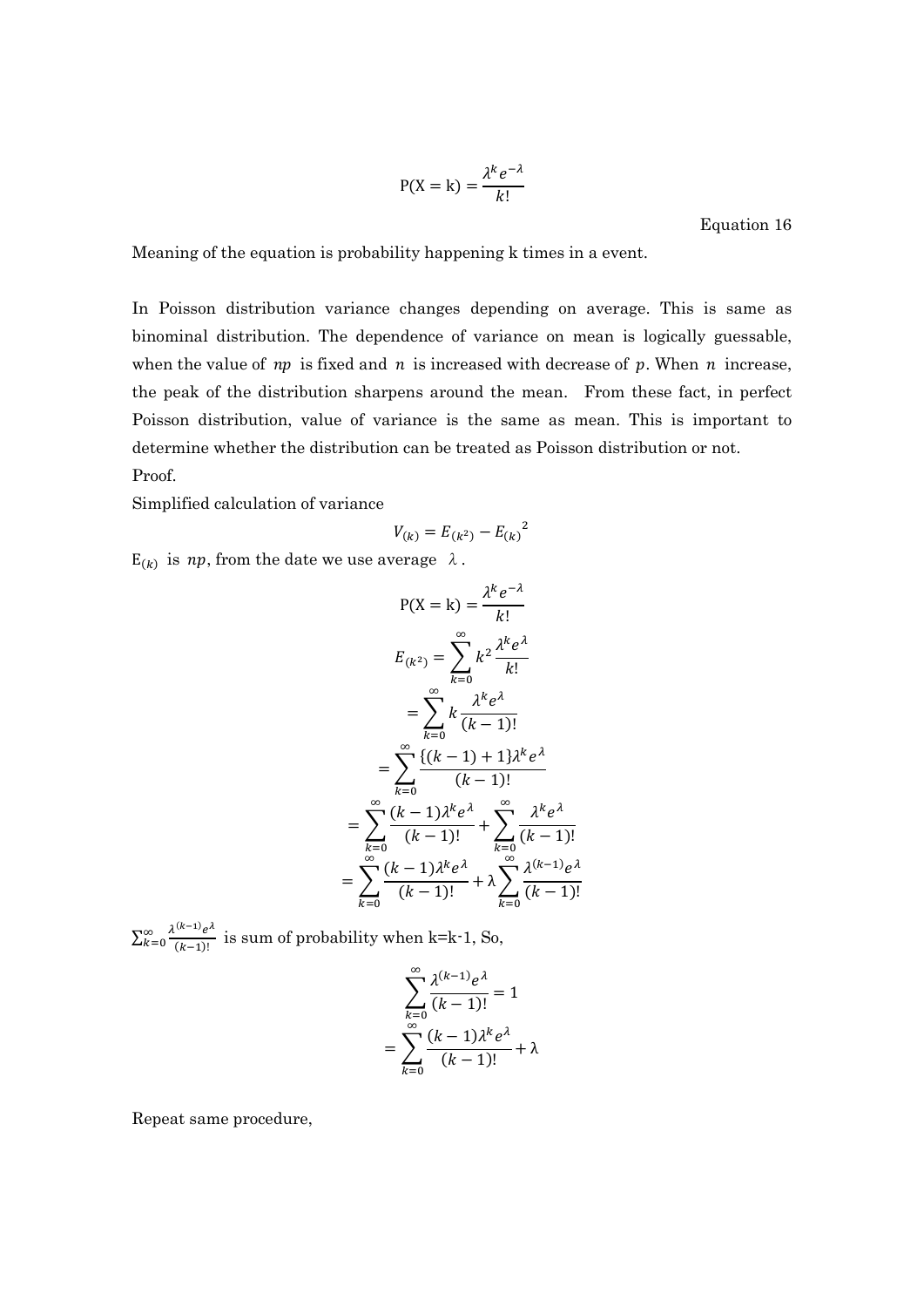$$\mathrm{P(X = k)} = \frac{\lambda^k e^{-\lambda}}{k!}$$

Equation 16

Meaning of the equation is probability happening k times in a event.

In Poisson distribution variance changes depending on average. This is same as binominal distribution. The dependence of variance on mean is logically guessable, when the value of $np$ is fixed and $n$ is increased with decrease of $p$. When $n$ increase, the peak of the distribution sharpens around the mean. From these fact, in perfect Poisson distribution, value of variance is the same as mean. This is important to determine whether the distribution can be treated as Poisson distribution or not.

Proof.

Simplified calculation of variance

$$V_{(k)} = E_{(k^2)} - {E_{(k)}}^2$$

$\mathrm{E}_{(k)}$ is $np$, from the date we use average $\lambda$.

$$\mathrm{P(X = k)} = \frac{\lambda^k e^{-\lambda}}{k!}$$

$$E_{(k^2)} = \sum_{k=0}^{\infty} k^2 \frac{\lambda^k e^{\lambda}}{k!}$$

$$= \sum_{k=0}^{\infty} k \frac{\lambda^k e^{\lambda}}{(k-1)!}$$

$$= \sum_{k=0}^{\infty} \frac{\{(k-1)+1\}\lambda^k e^{\lambda}}{(k-1)!}$$

$$= \sum_{k=0}^{\infty} \frac{(k-1)\lambda^k e^{\lambda}}{(k-1)!} + \sum_{k=0}^{\infty} \frac{\lambda^k e^{\lambda}}{(k-1)!}$$

$$= \sum_{k=0}^{\infty} \frac{(k-1)\lambda^k e^{\lambda}}{(k-1)!} + \lambda \sum_{k=0}^{\infty} \frac{\lambda^{(k-1)} e^{\lambda}}{(k-1)!}$$

$\sum_{k=0}^{\infty} \frac{\lambda^{(k-1)} e^{\lambda}}{(k-1)!}$ is sum of probability when k=k-1, So,

$$\sum_{k=0}^{\infty} \frac{\lambda^{(k-1)} e^{\lambda}}{(k-1)!} = 1$$

$$= \sum_{k=0}^{\infty} \frac{(k-1)\lambda^k e^{\lambda}}{(k-1)!} + \lambda$$

Repeat same procedure,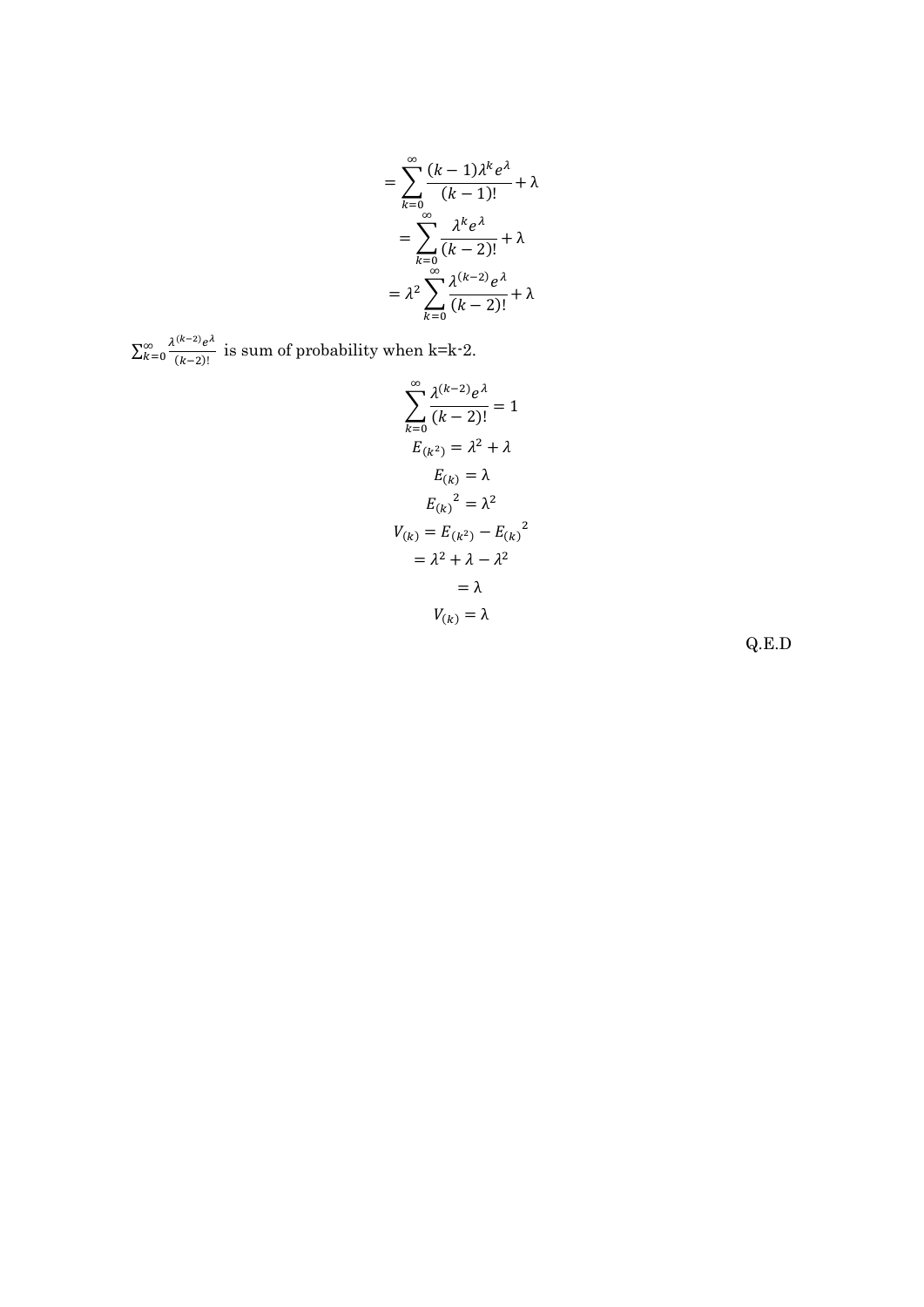$$= \sum_{k=0}^{\infty} \frac{(k-1)\lambda^k e^{\lambda}}{(k-1)!} + \lambda$$

$$= \sum_{k=0}^{\infty} \frac{\lambda^k e^{\lambda}}{(k-2)!} + \lambda$$

$$= \lambda^2 \sum_{k=0}^{\infty} \frac{\lambda^{(k-2)} e^{\lambda}}{(k-2)!} + \lambda$$

$\sum_{k=0}^{\infty} \frac{\lambda^{(k-2)} e^{\lambda}}{(k-2)!}$ is sum of probability when k=k-2.

$$\sum_{k=0}^{\infty} \frac{\lambda^{(k-2)} e^{\lambda}}{(k-2)!} = 1$$

$$E_{(k^2)} = \lambda^2 + \lambda$$

$$E_{(k)} = \lambda$$

$$E_{(k)}{}^2 = \lambda^2$$

$$V_{(k)} = E_{(k^2)} - E_{(k)}{}^2$$

$$= \lambda^2 + \lambda - \lambda^2$$

$$= \lambda$$

$$V_{(k)} = \lambda$$

Q.E.D